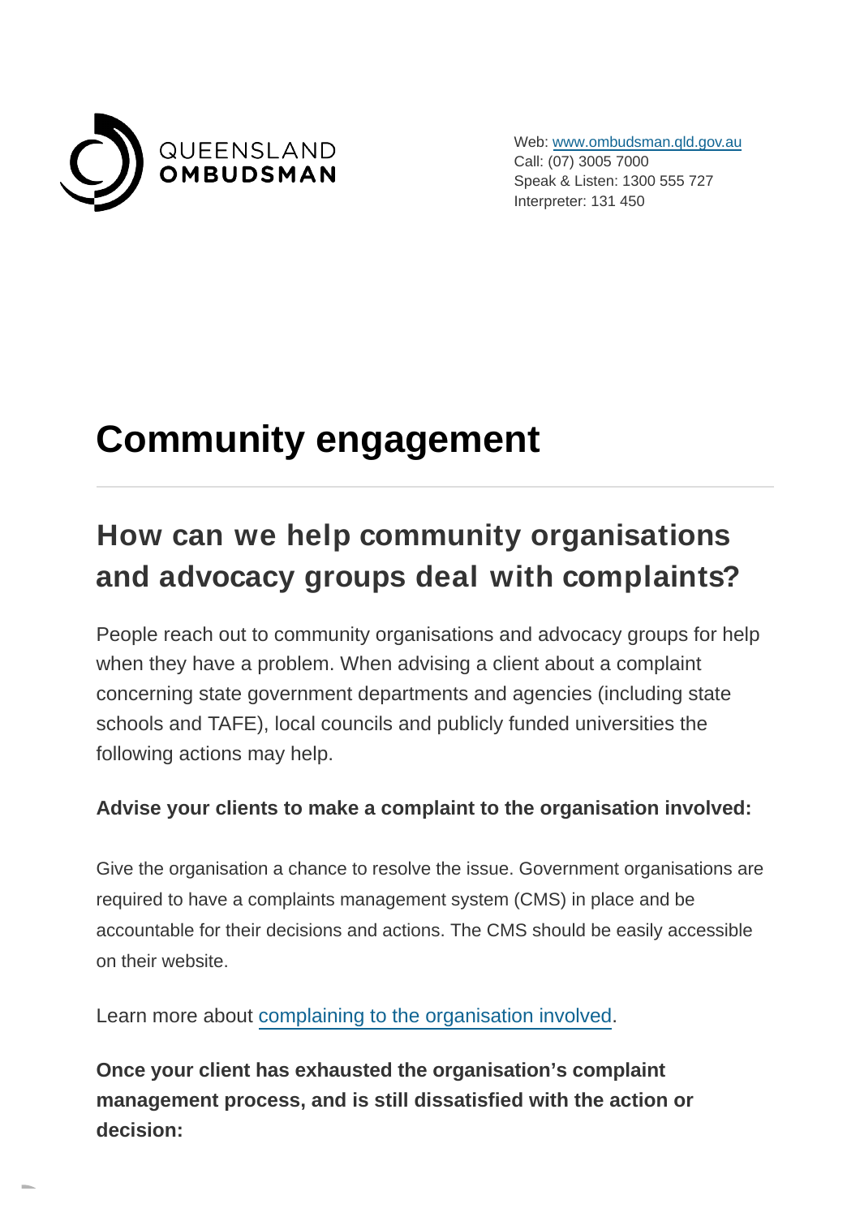QUEENSLAND
**OMBUDSMAN**

Web: [www.ombudsman.qld.gov.au](http://www.ombudsman.qld.gov.au)
Call: (07) 3005 7000
Speak & Listen: 1300 555 727
Interpreter: 131 450

# Community engagement

## How can we help community organisations and advocacy groups deal with complaints?

People reach out to community organisations and advocacy groups for help when they have a problem. When advising a client about a complaint concerning state government departments and agencies (including state schools and TAFE), local councils and publicly funded universities the following actions may help.

**Advise your clients to make a complaint to the organisation involved:**

Give the organisation a chance to resolve the issue. Government organisations are required to have a complaints management system (CMS) in place and be accountable for their decisions and actions. The CMS should be easily accessible on their website.

Learn more about complaining to the organisation involved.

**Once your client has exhausted the organisation's complaint management process, and is still dissatisfied with the action or decision:**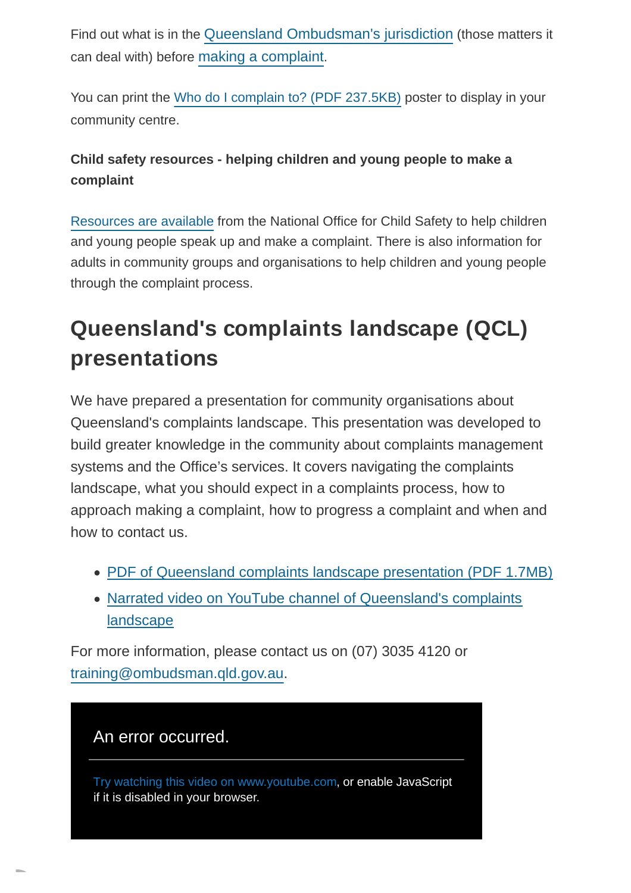Find out what is in the Queensland Ombudsman's jurisdiction (those matters it can deal with) before making a complaint.

You can print the Who do I complain to? (PDF 237.5KB) poster to display in your community centre.

**Child safety resources - helping children and young people to make a complaint**

Resources are available from the National Office for Child Safety to help children and young people speak up and make a complaint. There is also information for adults in community groups and organisations to help children and young people through the complaint process.

## Queensland's complaints landscape (QCL) presentations

We have prepared a presentation for community organisations about Queensland's complaints landscape. This presentation was developed to build greater knowledge in the community about complaints management systems and the Office's services. It covers navigating the complaints landscape, what you should expect in a complaints process, how to approach making a complaint, how to progress a complaint and when and how to contact us.

- PDF of Queensland complaints landscape presentation (PDF 1.7MB)
- Narrated video on YouTube channel of Queensland's complaints landscape

For more information, please contact us on (07) 3035 4120 or training@ombudsman.qld.gov.au.

An error occurred.

Try watching this video on www.youtube.com, or enable JavaScript if it is disabled in your browser.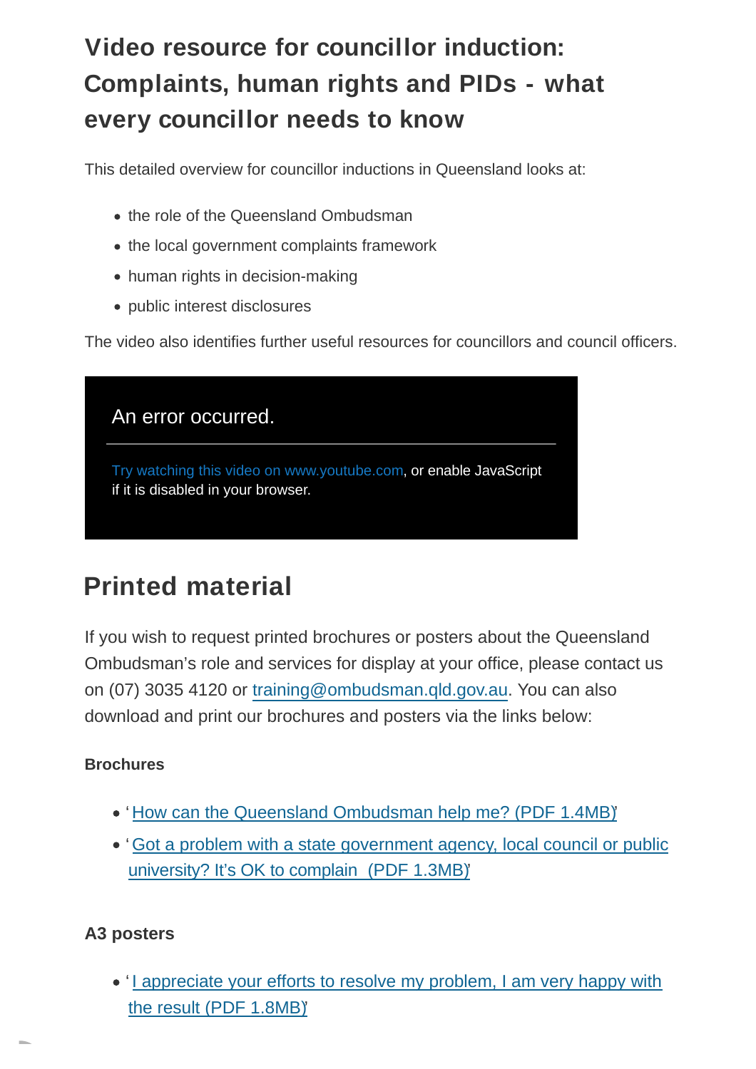## Video resource for councillor induction: Complaints, human rights and PIDs - what every councillor needs to know

This detailed overview for councillor inductions in Queensland looks at:

- the role of the Queensland Ombudsman
- the local government complaints framework
- human rights in decision-making
- public interest disclosures

The video also identifies further useful resources for councillors and council officers.

An error occurred.

Try watching this video on www.youtube.com, or enable JavaScript if it is disabled in your browser.

## Printed material

If you wish to request printed brochures or posters about the Queensland Ombudsman's role and services for display at your office, please contact us on (07) 3035 4120 or training@ombudsman.qld.gov.au. You can also download and print our brochures and posters via the links below:

**Brochures**

- 'How can the Queensland Ombudsman help me? (PDF 1.4MB)'
- 'Got a problem with a state government agency, local council or public university? It's OK to complain (PDF 1.3MB)'

**A3 posters**

- 'I appreciate your efforts to resolve my problem, I am very happy with the result (PDF 1.8MB)'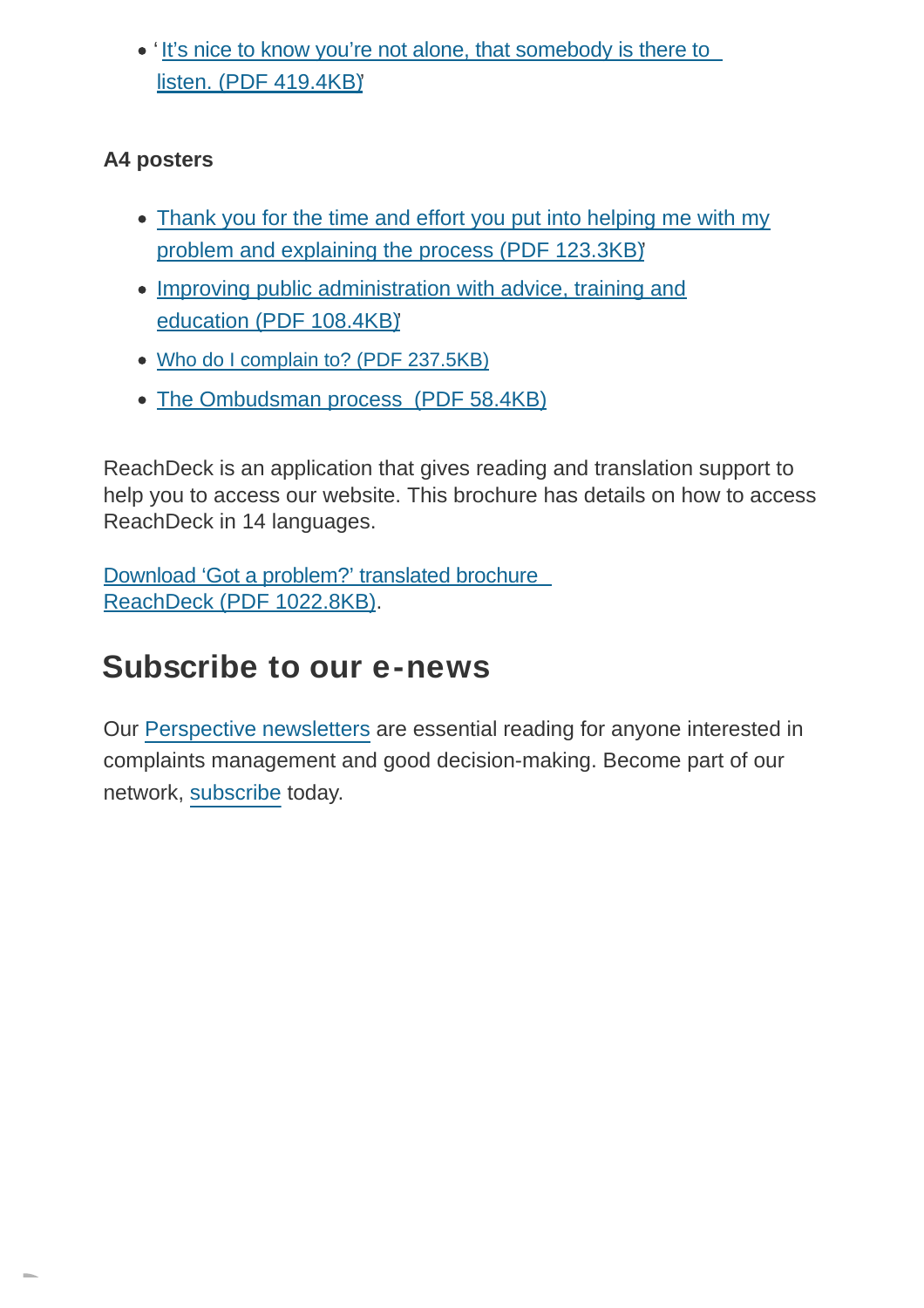- ‘It’s nice to know you’re not alone, that somebody is there to listen. (PDF 419.4KB)’

**A4 posters**

- Thank you for the time and effort you put into helping me with my problem and explaining the process (PDF 123.3KB)’
- Improving public administration with advice, training and education (PDF 108.4KB)’
- Who do I complain to? (PDF 237.5KB)
- The Ombudsman process (PDF 58.4KB)

ReachDeck is an application that gives reading and translation support to help you to access our website. This brochure has details on how to access ReachDeck in 14 languages.

Download ‘Got a problem?’ translated brochure ReachDeck (PDF 1022.8KB).

## Subscribe to our e-news

Our Perspective newsletters are essential reading for anyone interested in complaints management and good decision-making. Become part of our network, subscribe today.